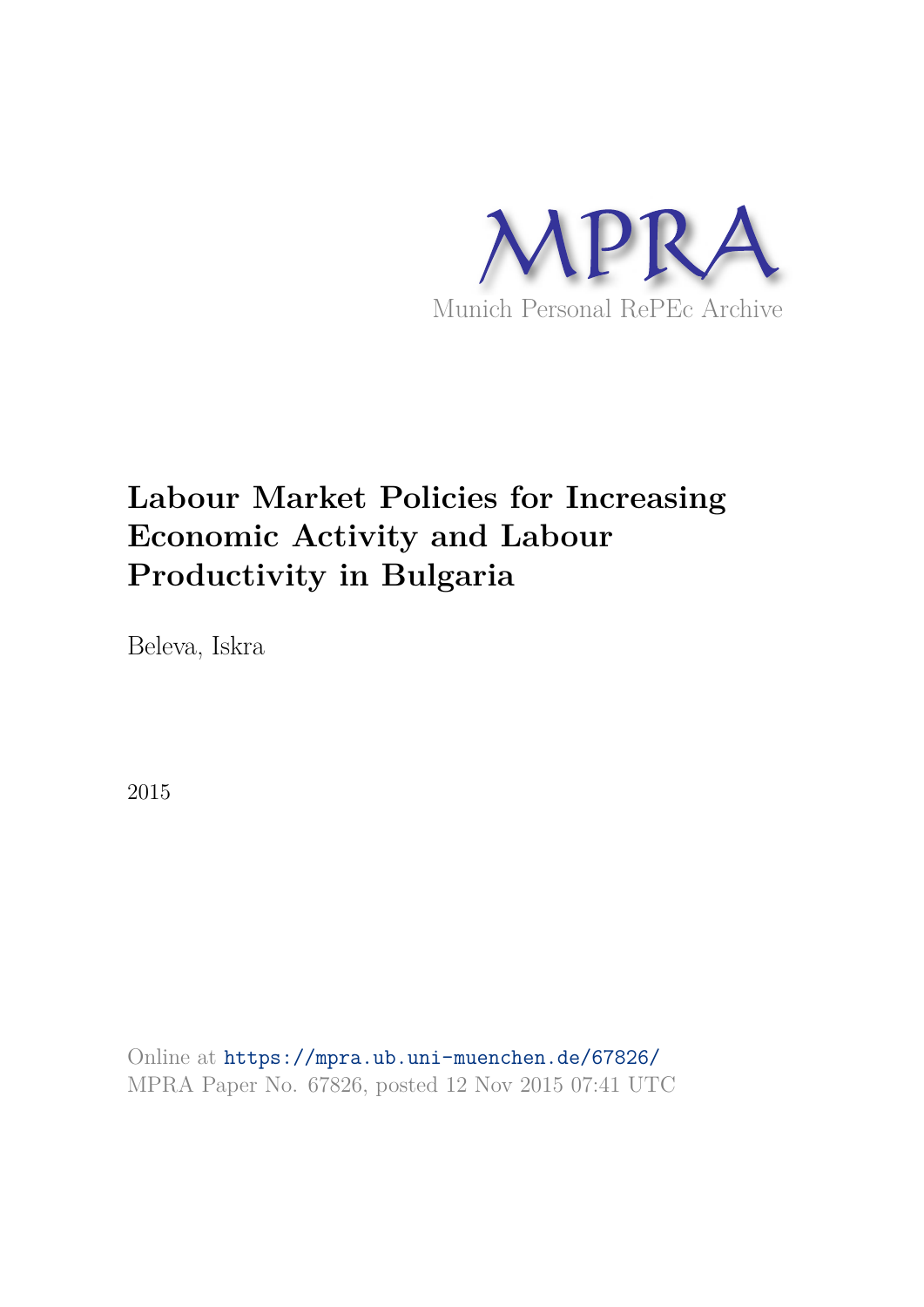MPRA

Munich Personal RePEc Archive

# Labour Market Policies for Increasing Economic Activity and Labour Productivity in Bulgaria

Beleva, Iskra

2015

Online at https://mpra.ub.uni-muenchen.de/67826/
MPRA Paper No. 67826, posted 12 Nov 2015 07:41 UTC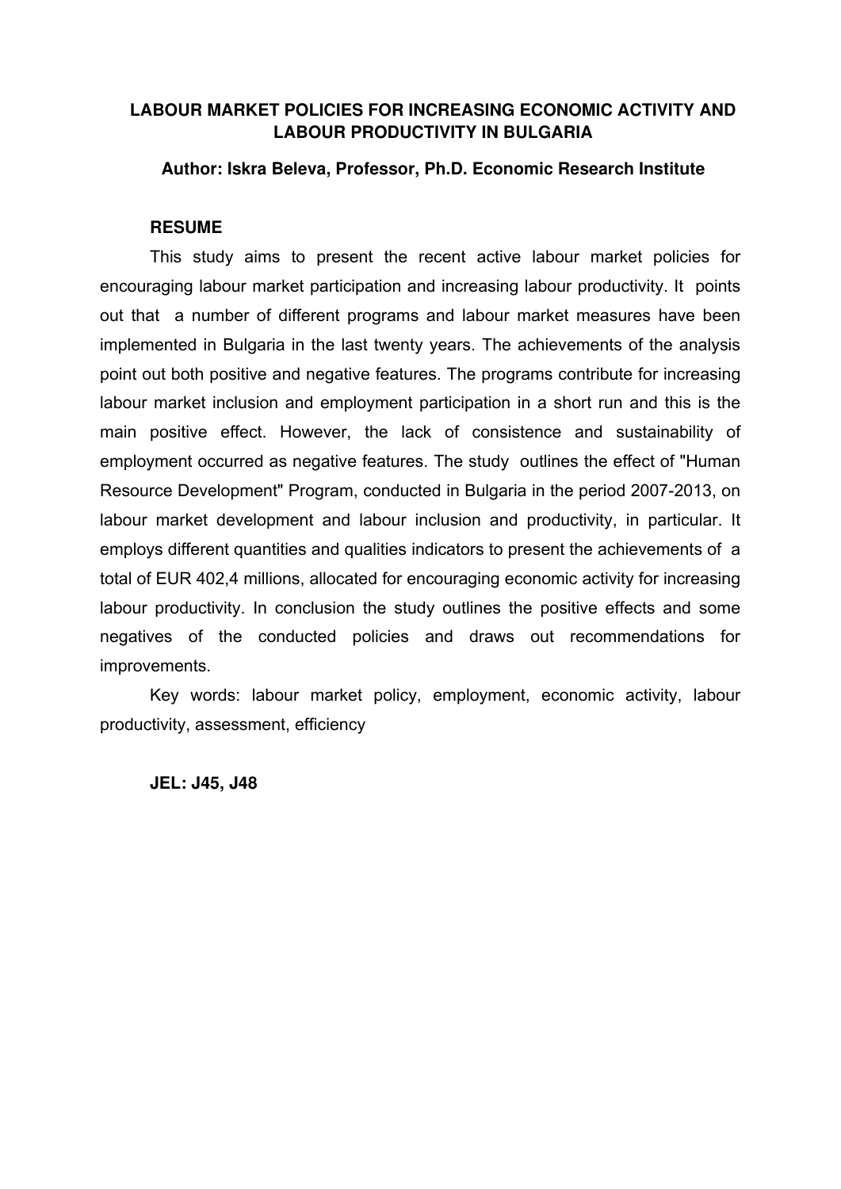# LABOUR MARKET POLICIES FOR INCREASING ECONOMIC ACTIVITY AND LABOUR PRODUCTIVITY IN BULGARIA

**Author: Iskra Beleva, Professor, Ph.D. Economic Research Institute**

## RESUME

This study aims to present the recent active labour market policies for encouraging labour market participation and increasing labour productivity. It points out that a number of different programs and labour market measures have been implemented in Bulgaria in the last twenty years. The achievements of the analysis point out both positive and negative features. The programs contribute for increasing labour market inclusion and employment participation in a short run and this is the main positive effect. However, the lack of consistence and sustainability of employment occurred as negative features. The study outlines the effect of "Human Resource Development" Program, conducted in Bulgaria in the period 2007-2013, on labour market development and labour inclusion and productivity, in particular. It employs different quantities and qualities indicators to present the achievements of a total of EUR 402,4 millions, allocated for encouraging economic activity for increasing labour productivity. In conclusion the study outlines the positive effects and some negatives of the conducted policies and draws out recommendations for improvements.

Key words: labour market policy, employment, economic activity, labour productivity, assessment, efficiency

**JEL: J45, J48**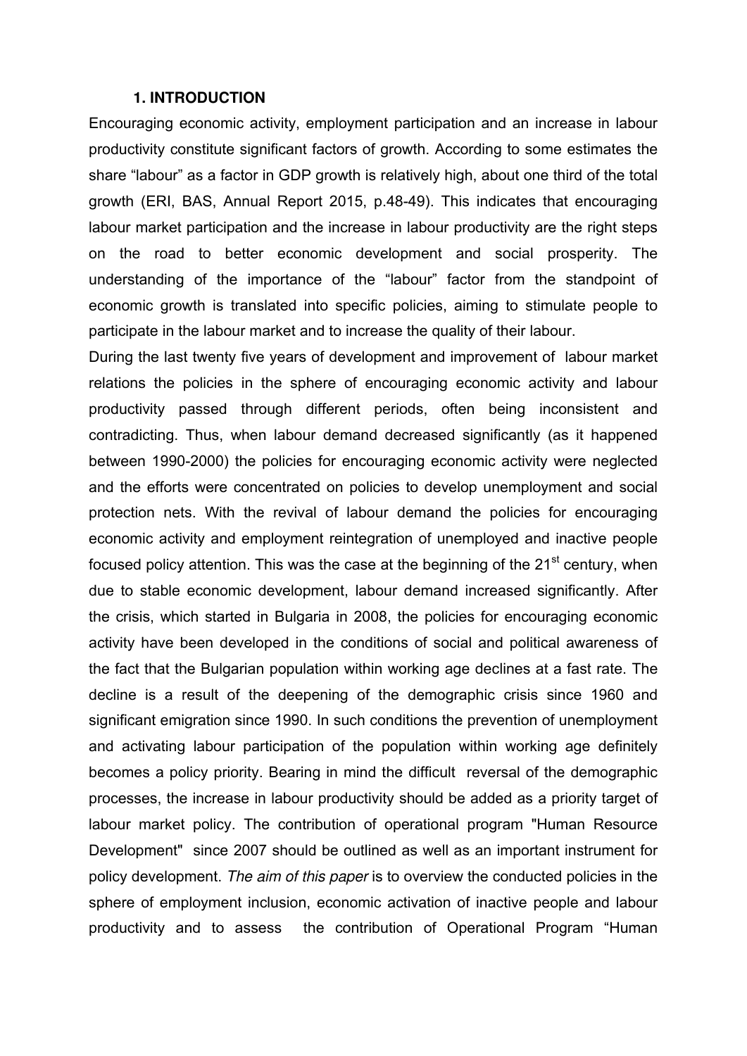## 1. INTRODUCTION

Encouraging economic activity, employment participation and an increase in labour productivity constitute significant factors of growth. According to some estimates the share "labour" as a factor in GDP growth is relatively high, about one third of the total growth (ERI, BAS, Annual Report 2015, p.48-49). This indicates that encouraging labour market participation and the increase in labour productivity are the right steps on the road to better economic development and social prosperity. The understanding of the importance of the "labour" factor from the standpoint of economic growth is translated into specific policies, aiming to stimulate people to participate in the labour market and to increase the quality of their labour.

During the last twenty five years of development and improvement of labour market relations the policies in the sphere of encouraging economic activity and labour productivity passed through different periods, often being inconsistent and contradicting. Thus, when labour demand decreased significantly (as it happened between 1990-2000) the policies for encouraging economic activity were neglected and the efforts were concentrated on policies to develop unemployment and social protection nets. With the revival of labour demand the policies for encouraging economic activity and employment reintegration of unemployed and inactive people focused policy attention. This was the case at the beginning of the 21st century, when due to stable economic development, labour demand increased significantly. After the crisis, which started in Bulgaria in 2008, the policies for encouraging economic activity have been developed in the conditions of social and political awareness of the fact that the Bulgarian population within working age declines at a fast rate. The decline is a result of the deepening of the demographic crisis since 1960 and significant emigration since 1990. In such conditions the prevention of unemployment and activating labour participation of the population within working age definitely becomes a policy priority. Bearing in mind the difficult reversal of the demographic processes, the increase in labour productivity should be added as a priority target of labour market policy. The contribution of operational program "Human Resource Development" since 2007 should be outlined as well as an important instrument for policy development. *The aim of this paper* is to overview the conducted policies in the sphere of employment inclusion, economic activation of inactive people and labour productivity and to assess the contribution of Operational Program "Human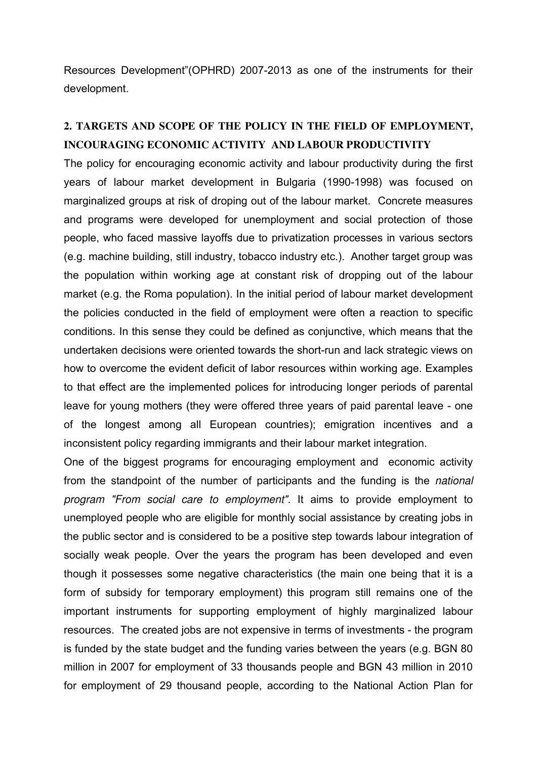Resources Development"(OPHRD) 2007-2013 as one of the instruments for their development.

## 2. TARGETS AND SCOPE OF THE POLICY IN THE FIELD OF EMPLOYMENT, INCOURAGING ECONOMIC ACTIVITY AND LABOUR PRODUCTIVITY

The policy for encouraging economic activity and labour productivity during the first years of labour market development in Bulgaria (1990-1998) was focused on marginalized groups at risk of droping out of the labour market. Concrete measures and programs were developed for unemployment and social protection of those people, who faced massive layoffs due to privatization processes in various sectors (e.g. machine building, still industry, tobacco industry etc.). Another target group was the population within working age at constant risk of dropping out of the labour market (e.g. the Roma population). In the initial period of labour market development the policies conducted in the field of employment were often a reaction to specific conditions. In this sense they could be defined as conjunctive, which means that the undertaken decisions were oriented towards the short-run and lack strategic views on how to overcome the evident deficit of labor resources within working age. Examples to that effect are the implemented polices for introducing longer periods of parental leave for young mothers (they were offered three years of paid parental leave - one of the longest among all European countries); emigration incentives and a inconsistent policy regarding immigrants and their labour market integration.

One of the biggest programs for encouraging employment and economic activity from the standpoint of the number of participants and the funding is the *national program "From social care to employment"*. It aims to provide employment to unemployed people who are eligible for monthly social assistance by creating jobs in the public sector and is considered to be a positive step towards labour integration of socially weak people. Over the years the program has been developed and even though it possesses some negative characteristics (the main one being that it is a form of subsidy for temporary employment) this program still remains one of the important instruments for supporting employment of highly marginalized labour resources. The created jobs are not expensive in terms of investments - the program is funded by the state budget and the funding varies between the years (e.g. BGN 80 million in 2007 for employment of 33 thousands people and BGN 43 million in 2010 for employment of 29 thousand people, according to the National Action Plan for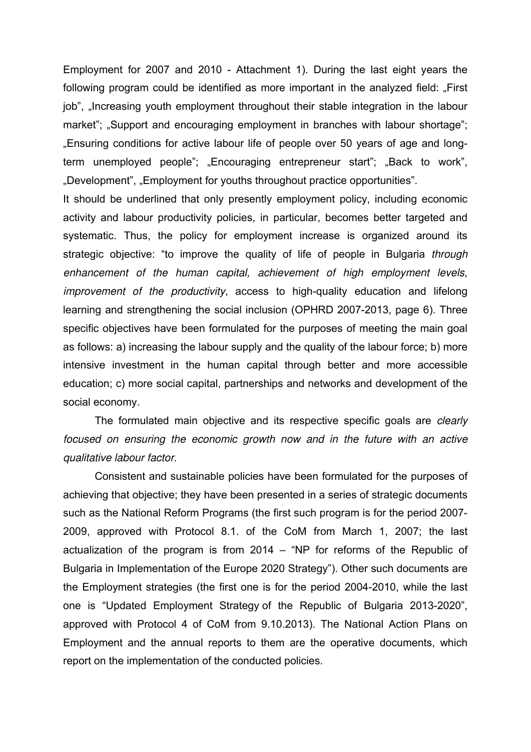Employment for 2007 and 2010 - Attachment 1). During the last eight years the following program could be identified as more important in the analyzed field: „First job", „Increasing youth employment throughout their stable integration in the labour market"; „Support and encouraging employment in branches with labour shortage"; „Ensuring conditions for active labour life of people over 50 years of age and long-term unemployed people"; „Encouraging entrepreneur start"; „Back to work", „Development", „Employment for youths throughout practice opportunities".

It should be underlined that only presently employment policy, including economic activity and labour productivity policies, in particular, becomes better targeted and systematic. Thus, the policy for employment increase is organized around its strategic objective: "to improve the quality of life of people in Bulgaria *through enhancement of the human capital, achievement of high employment levels, improvement of the productivity*, access to high-quality education and lifelong learning and strengthening the social inclusion (OPHRD 2007-2013, page 6). Three specific objectives have been formulated for the purposes of meeting the main goal as follows: a) increasing the labour supply and the quality of the labour force; b) more intensive investment in the human capital through better and more accessible education; c) more social capital, partnerships and networks and development of the social economy.

The formulated main objective and its respective specific goals are *clearly focused on ensuring the economic growth now and in the future with an active qualitative labour factor.*

Consistent and sustainable policies have been formulated for the purposes of achieving that objective; they have been presented in a series of strategic documents such as the National Reform Programs (the first such program is for the period 2007-2009, approved with Protocol 8.1. of the CoM from March 1, 2007; the last actualization of the program is from 2014 – "NP for reforms of the Republic of Bulgaria in Implementation of the Europe 2020 Strategy"). Other such documents are the Employment strategies (the first one is for the period 2004-2010, while the last one is "Updated Employment Strategy of the Republic of Bulgaria 2013-2020", approved with Protocol 4 of CoM from 9.10.2013). The National Action Plans on Employment and the annual reports to them are the operative documents, which report on the implementation of the conducted policies.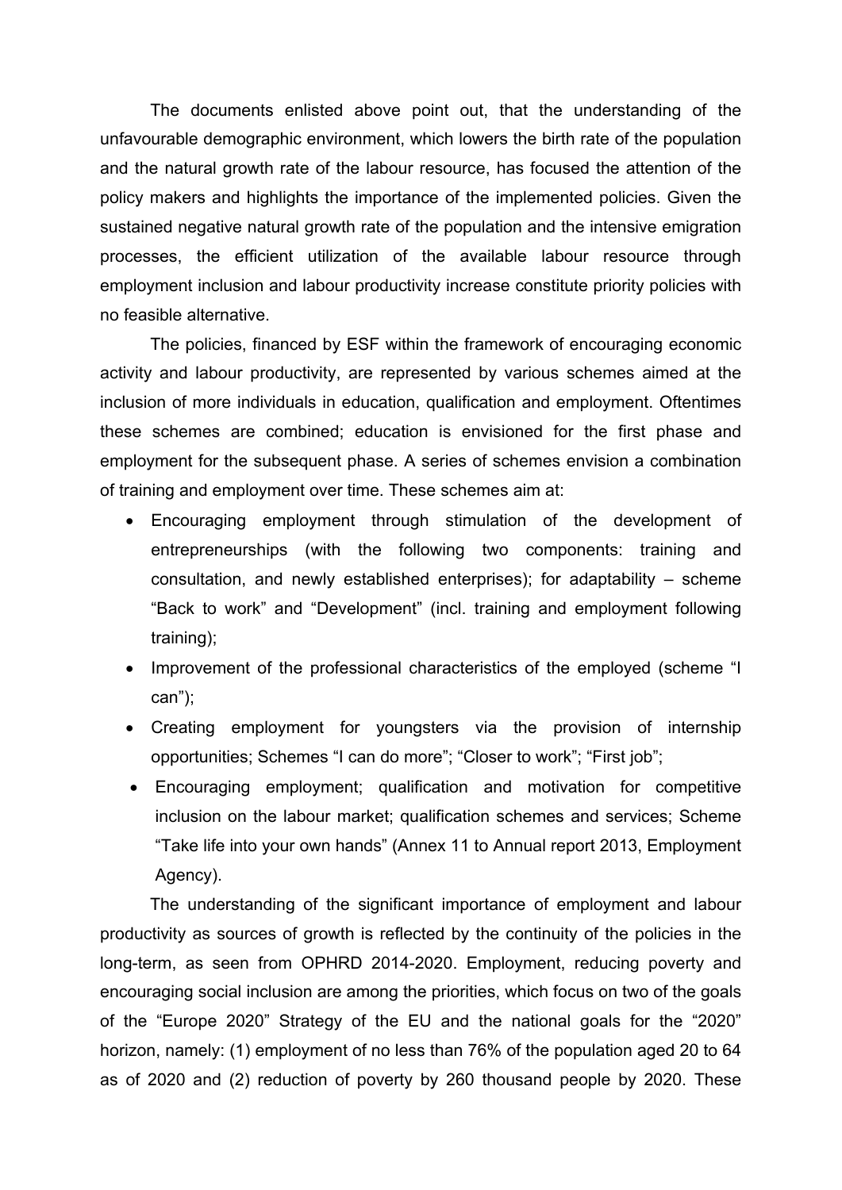The documents enlisted above point out, that the understanding of the unfavourable demographic environment, which lowers the birth rate of the population and the natural growth rate of the labour resource, has focused the attention of the policy makers and highlights the importance of the implemented policies. Given the sustained negative natural growth rate of the population and the intensive emigration processes, the efficient utilization of the available labour resource through employment inclusion and labour productivity increase constitute priority policies with no feasible alternative.

The policies, financed by ESF within the framework of encouraging economic activity and labour productivity, are represented by various schemes aimed at the inclusion of more individuals in education, qualification and employment. Oftentimes these schemes are combined; education is envisioned for the first phase and employment for the subsequent phase. A series of schemes envision a combination of training and employment over time. These schemes aim at:

- Encouraging employment through stimulation of the development of entrepreneurships (with the following two components: training and consultation, and newly established enterprises); for adaptability – scheme "Back to work" and "Development" (incl. training and employment following training);
- Improvement of the professional characteristics of the employed (scheme "I can");
- Creating employment for youngsters via the provision of internship opportunities; Schemes "I can do more"; "Closer to work"; "First job";
- Encouraging employment; qualification and motivation for competitive inclusion on the labour market; qualification schemes and services; Scheme "Take life into your own hands" (Annex 11 to Annual report 2013, Employment Agency).

The understanding of the significant importance of employment and labour productivity as sources of growth is reflected by the continuity of the policies in the long-term, as seen from OPHRD 2014-2020. Employment, reducing poverty and encouraging social inclusion are among the priorities, which focus on two of the goals of the "Europe 2020" Strategy of the EU and the national goals for the "2020" horizon, namely: (1) employment of no less than 76% of the population aged 20 to 64 as of 2020 and (2) reduction of poverty by 260 thousand people by 2020. These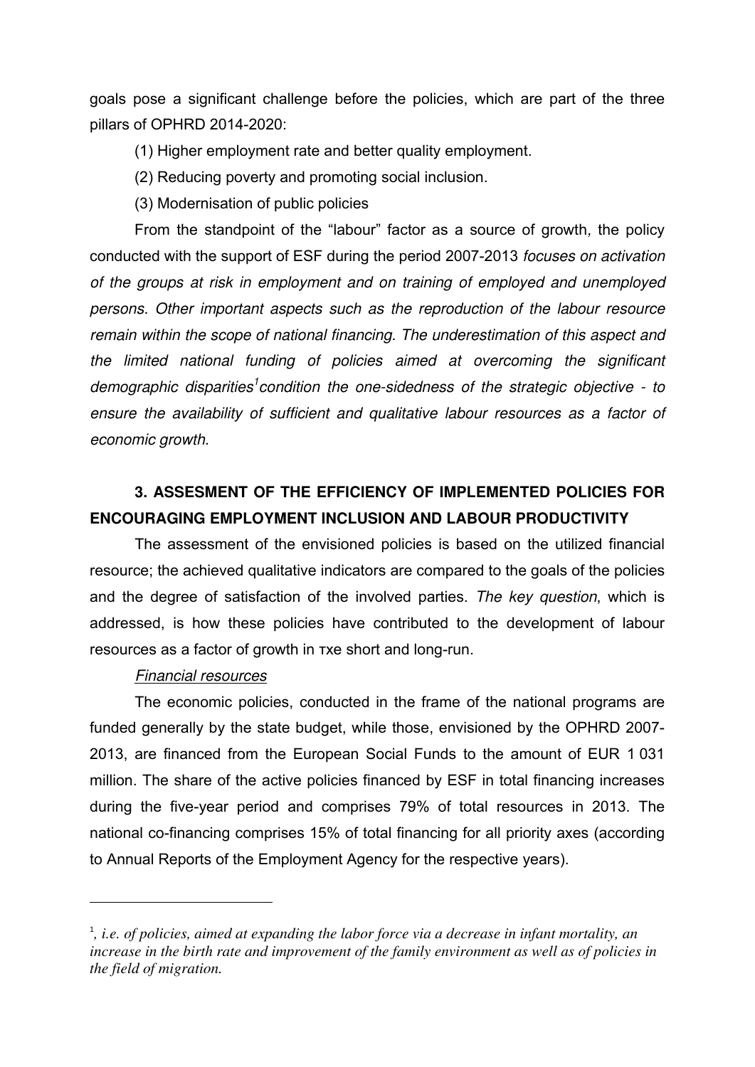goals pose a significant challenge before the policies, which are part of the three pillars of OPHRD 2014-2020:

(1) Higher employment rate and better quality employment.

(2) Reducing poverty and promoting social inclusion.

(3) Modernisation of public policies

From the standpoint of the "labour" factor as a source of growth*,* the policy conducted with the support of ESF during the period 2007-2013 *focuses on activation of the groups at risk in employment and on training of employed and unemployed persons. Other important aspects such as the reproduction of the labour resource remain within the scope of national financing. The underestimation of this aspect and the limited national funding of policies aimed at overcoming the significant demographic disparities*[1]*condition the one-sidedness of the strategic objective - to ensure the availability of sufficient and qualitative labour resources as a factor of economic growth.*

## 3. ASSESMENT OF THE EFFICIENCY OF IMPLEMENTED POLICIES FOR ENCOURAGING EMPLOYMENT INCLUSION AND LABOUR PRODUCTIVITY

The assessment of the envisioned policies is based on the utilized financial resource; the achieved qualitative indicators are compared to the goals of the policies and the degree of satisfaction of the involved parties. *The key question*, which is addressed, is how these policies have contributed to the development of labour resources as a factor of growth in тxe short and long-run.

*Financial resources*

The economic policies, conducted in the frame of the national programs are funded generally by the state budget, while those, envisioned by the OPHRD 2007-2013, are financed from the European Social Funds to the amount of EUR 1 031 million. The share of the active policies financed by ESF in total financing increases during the five-year period and comprises 79% of total resources in 2013. The national co-financing comprises 15% of total financing for all priority axes (according to Annual Reports of the Employment Agency for the respective years).

---

[1]*, i.e. of policies, aimed at expanding the labor force via a decrease in infant mortality, an increase in the birth rate and improvement of the family environment as well as of policies in the field of migration.*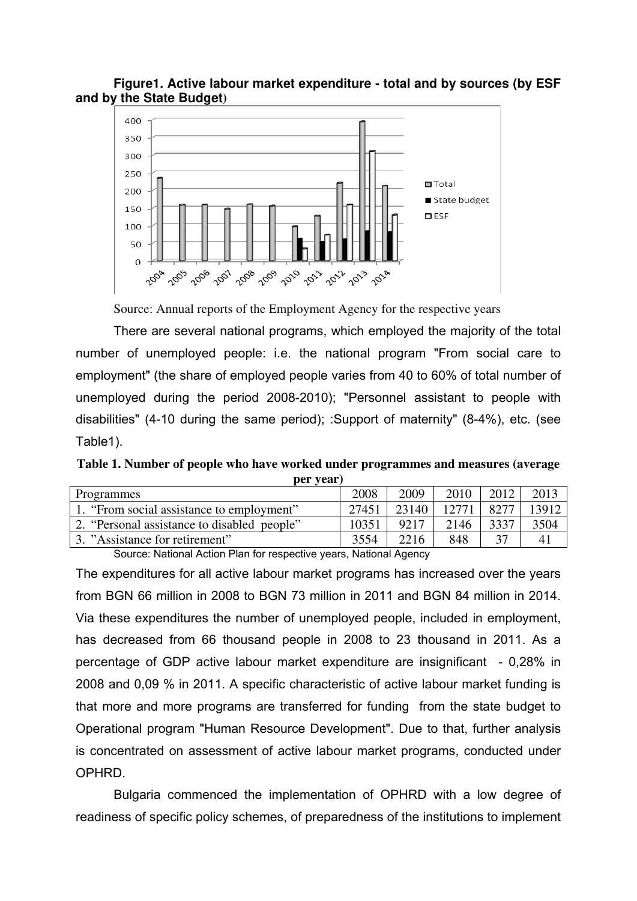**Figure1. Active labour market expenditure - total and by sources (by ESF and by the State Budget)**

Source: Annual reports of the Employment Agency for the respective years

There are several national programs, which employed the majority of the total number of unemployed people: i.e. the national program "From social care to employment" (the share of employed people varies from 40 to 60% of total number of unemployed during the period 2008-2010); "Personnel assistant to people with disabilities" (4-10 during the same period); :Support of maternity" (8-4%), etc. (see Table1).

**Table 1. Number of people who have worked under programmes and measures (average per year)**

| Programmes | 2008 | 2009 | 2010 | 2012 | 2013 |
|---|---|---|---|---|---|
| 1. "From social assistance to employment" | 27451 | 23140 | 12771 | 8277 | 13912 |
| 2. "Personal assistance to disabled people" | 10351 | 9217 | 2146 | 3337 | 3504 |
| 3. "Assistance for retirement" | 3554 | 2216 | 848 | 37 | 41 |

Source: National Action Plan for respective years, National Agency

The expenditures for all active labour market programs has increased over the years from BGN 66 million in 2008 to BGN 73 million in 2011 and BGN 84 million in 2014. Via these expenditures the number of unemployed people, included in employment, has decreased from 66 thousand people in 2008 to 23 thousand in 2011. As a percentage of GDP active labour market expenditure are insignificant - 0,28% in 2008 and 0,09 % in 2011. A specific characteristic of active labour market funding is that more and more programs are transferred for funding from the state budget to Operational program "Human Resource Development". Due to that, further analysis is concentrated on assessment of active labour market programs, conducted under OPHRD.

Bulgaria commenced the implementation of OPHRD with a low degree of readiness of specific policy schemes, of preparedness of the institutions to implement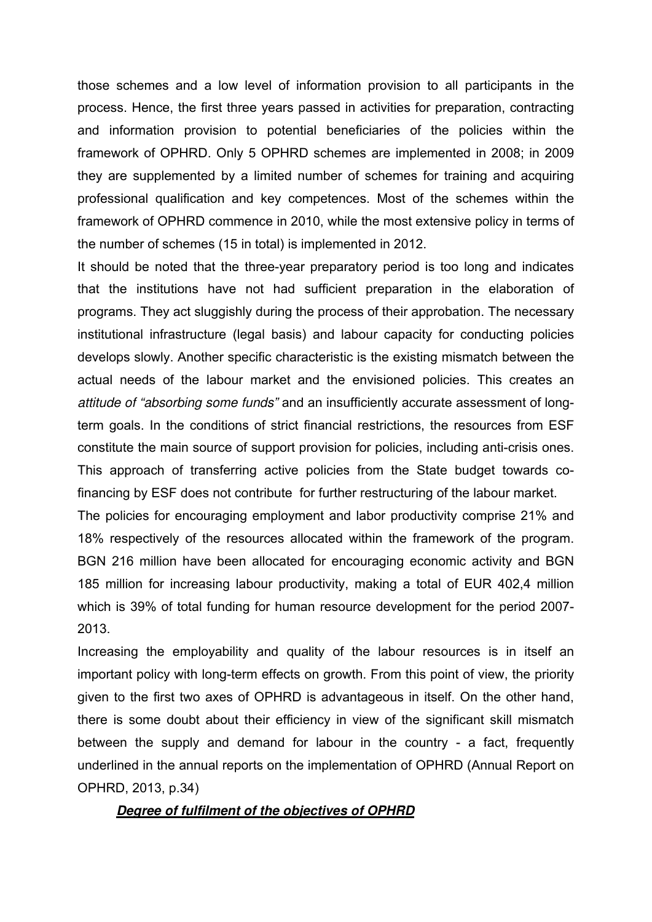those schemes and a low level of information provision to all participants in the process. Hence, the first three years passed in activities for preparation, contracting and information provision to potential beneficiaries of the policies within the framework of OPHRD. Only 5 OPHRD schemes are implemented in 2008; in 2009 they are supplemented by a limited number of schemes for training and acquiring professional qualification and key competences. Most of the schemes within the framework of OPHRD commence in 2010, while the most extensive policy in terms of the number of schemes (15 in total) is implemented in 2012.

It should be noted that the three-year preparatory period is too long and indicates that the institutions have not had sufficient preparation in the elaboration of programs. They act sluggishly during the process of their approbation. The necessary institutional infrastructure (legal basis) and labour capacity for conducting policies develops slowly. Another specific characteristic is the existing mismatch between the actual needs of the labour market and the envisioned policies. This creates an *attitude of "absorbing some funds"* and an insufficiently accurate assessment of long-term goals. In the conditions of strict financial restrictions, the resources from ESF constitute the main source of support provision for policies, including anti-crisis ones. This approach of transferring active policies from the State budget towards co-financing by ESF does not contribute for further restructuring of the labour market.

The policies for encouraging employment and labor productivity comprise 21% and 18% respectively of the resources allocated within the framework of the program. BGN 216 million have been allocated for encouraging economic activity and BGN 185 million for increasing labour productivity, making a total of EUR 402,4 million which is 39% of total funding for human resource development for the period 2007-2013.

Increasing the employability and quality of the labour resources is in itself an important policy with long-term effects on growth. From this point of view, the priority given to the first two axes of OPHRD is advantageous in itself. On the other hand, there is some doubt about their efficiency in view of the significant skill mismatch between the supply and demand for labour in the country - a fact, frequently underlined in the annual reports on the implementation of OPHRD (Annual Report on OPHRD, 2013, p.34)

***Degree of fulfilment of the objectives of OPHRD***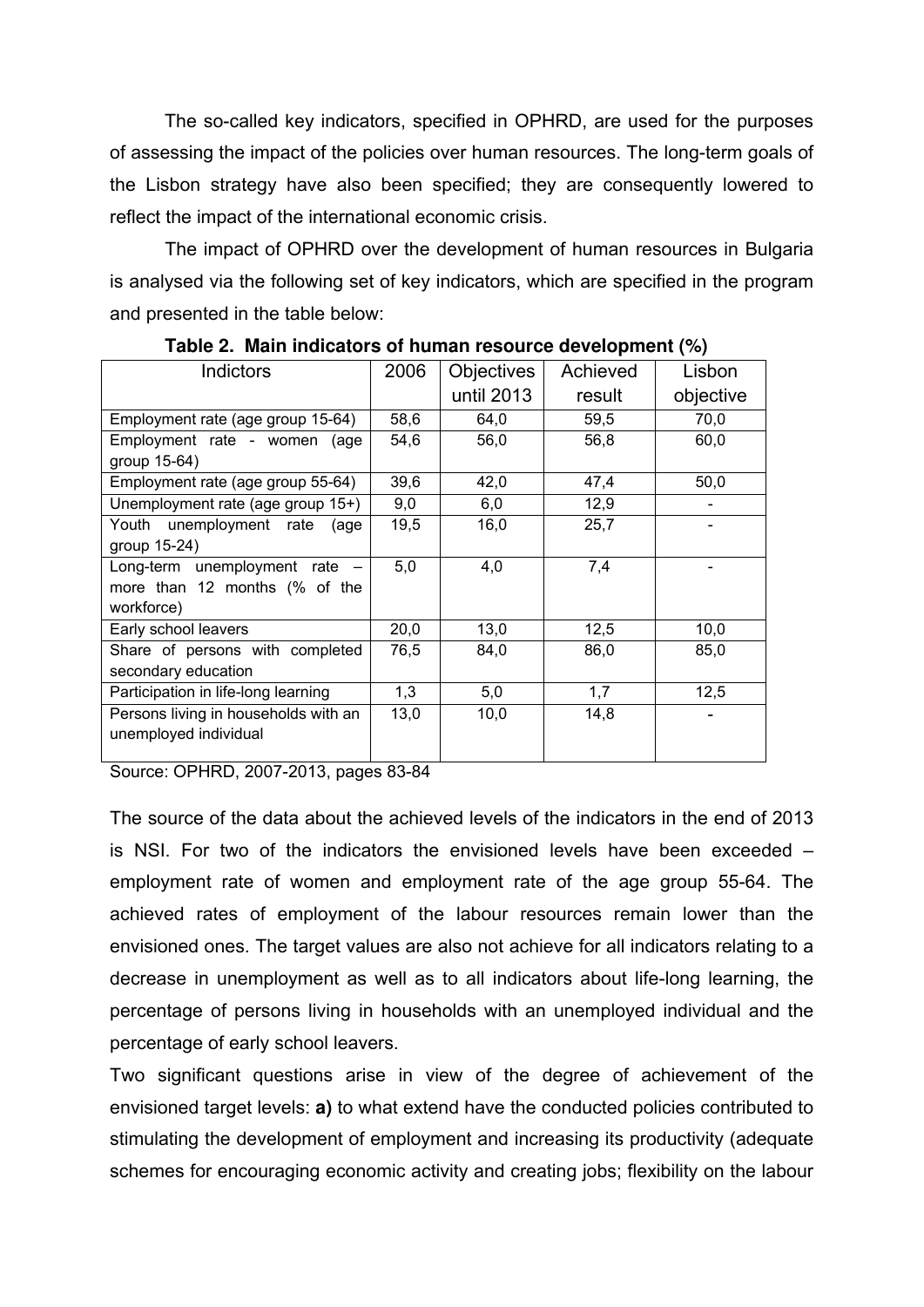The so-called key indicators, specified in OPHRD, are used for the purposes of assessing the impact of the policies over human resources. The long-term goals of the Lisbon strategy have also been specified; they are consequently lowered to reflect the impact of the international economic crisis.

The impact of OPHRD over the development of human resources in Bulgaria is analysed via the following set of key indicators, which are specified in the program and presented in the table below:

**Table 2. Main indicators of human resource development (%)**

| Indictors | 2006 | Objectives until 2013 | Achieved result | Lisbon objective |
|---|---|---|---|---|
| Employment rate (age group 15-64) | 58,6 | 64,0 | 59,5 | 70,0 |
| Employment rate - women (age group 15-64) | 54,6 | 56,0 | 56,8 | 60,0 |
| Employment rate (age group 55-64) | 39,6 | 42,0 | 47,4 | 50,0 |
| Unemployment rate (age group 15+) | 9,0 | 6,0 | 12,9 | - |
| Youth unemployment rate (age group 15-24) | 19,5 | 16,0 | 25,7 | - |
| Long-term unemployment rate – more than 12 months (% of the workforce) | 5,0 | 4,0 | 7,4 | - |
| Early school leavers | 20,0 | 13,0 | 12,5 | 10,0 |
| Share of persons with completed secondary education | 76,5 | 84,0 | 86,0 | 85,0 |
| Participation in life-long learning | 1,3 | 5,0 | 1,7 | 12,5 |
| Persons living in households with an unemployed individual | 13,0 | 10,0 | 14,8 | - |

Source: OPHRD, 2007-2013, pages 83-84

The source of the data about the achieved levels of the indicators in the end of 2013 is NSI. For two of the indicators the envisioned levels have been exceeded – employment rate of women and employment rate of the age group 55-64. The achieved rates of employment of the labour resources remain lower than the envisioned ones. The target values are also not achieve for all indicators relating to a decrease in unemployment as well as to all indicators about life-long learning, the percentage of persons living in households with an unemployed individual and the percentage of early school leavers.

Two significant questions arise in view of the degree of achievement of the envisioned target levels: **a)** to what extend have the conducted policies contributed to stimulating the development of employment and increasing its productivity (adequate schemes for encouraging economic activity and creating jobs; flexibility on the labour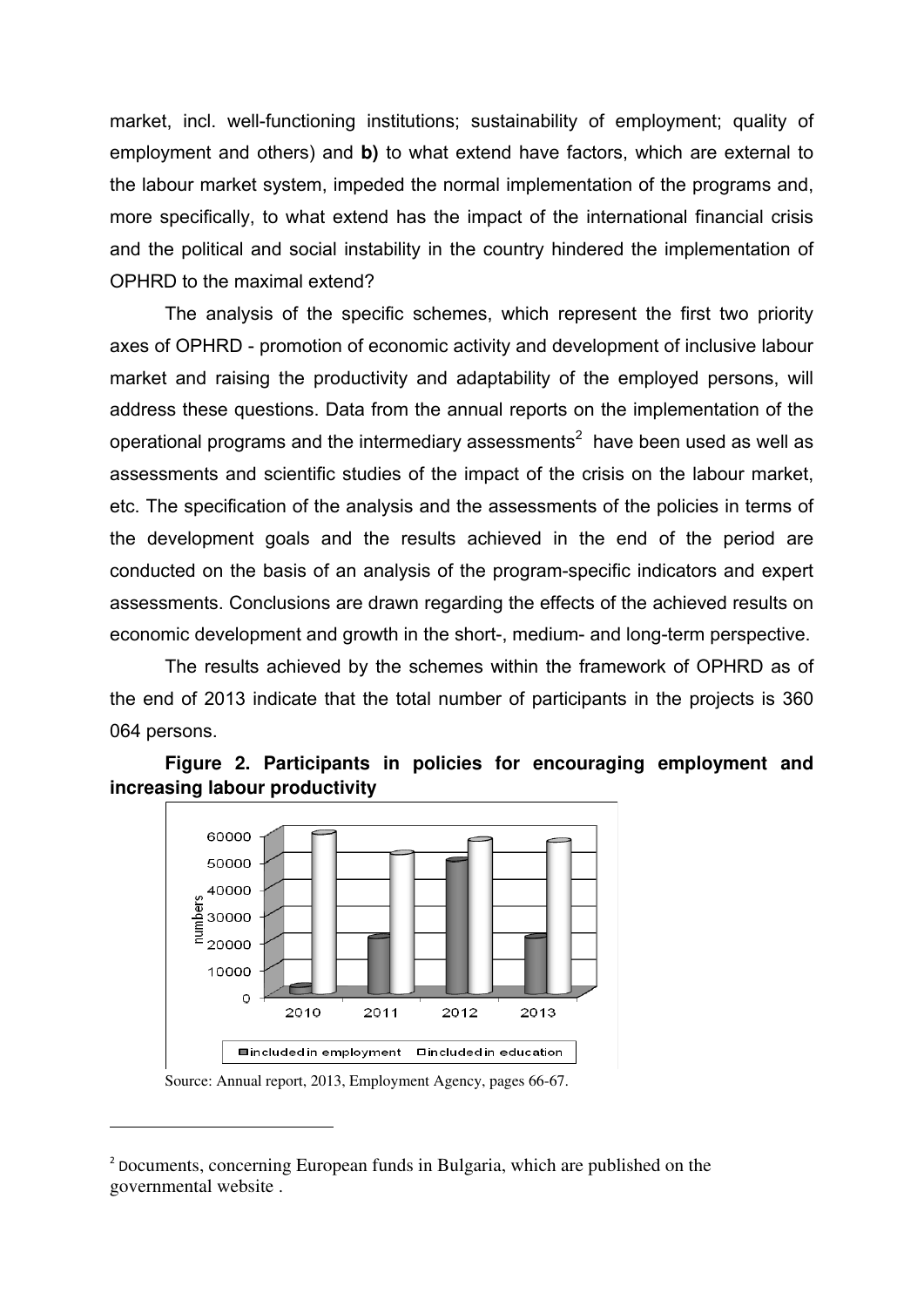market, incl. well-functioning institutions; sustainability of employment; quality of employment and others) and **b)** to what extend have factors, which are external to the labour market system, impeded the normal implementation of the programs and, more specifically, to what extend has the impact of the international financial crisis and the political and social instability in the country hindered the implementation of OPHRD to the maximal extend?

The analysis of the specific schemes, which represent the first two priority axes of OPHRD - promotion of economic activity and development of inclusive labour market and raising the productivity and adaptability of the employed persons, will address these questions. Data from the annual reports on the implementation of the operational programs and the intermediary assessments[2] have been used as well as assessments and scientific studies of the impact of the crisis on the labour market, etc. The specification of the analysis and the assessments of the policies in terms of the development goals and the results achieved in the end of the period are conducted on the basis of an analysis of the program-specific indicators and expert assessments. Conclusions are drawn regarding the effects of the achieved results on economic development and growth in the short-, medium- and long-term perspective.

The results achieved by the schemes within the framework of OPHRD as of the end of 2013 indicate that the total number of participants in the projects is 360 064 persons.

**Figure 2. Participants in policies for encouraging employment and increasing labour productivity**

Source: Annual report, 2013, Employment Agency, pages 66-67.

[2] Documents, concerning European funds in Bulgaria, which are published on the governmental website .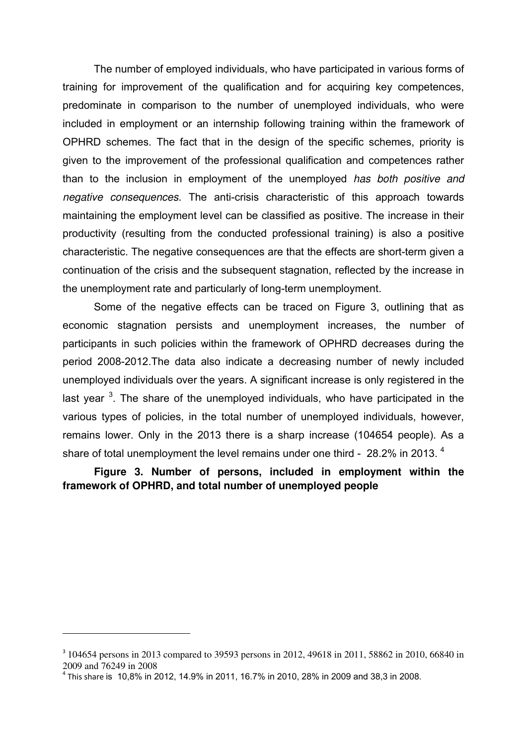The number of employed individuals, who have participated in various forms of training for improvement of the qualification and for acquiring key competences, predominate in comparison to the number of unemployed individuals, who were included in employment or an internship following training within the framework of OPHRD schemes. The fact that in the design of the specific schemes, priority is given to the improvement of the professional qualification and competences rather than to the inclusion in employment of the unemployed *has both positive and negative consequences.* The anti-crisis characteristic of this approach towards maintaining the employment level can be classified as positive. The increase in their productivity (resulting from the conducted professional training) is also a positive characteristic. The negative consequences are that the effects are short-term given a continuation of the crisis and the subsequent stagnation, reflected by the increase in the unemployment rate and particularly of long-term unemployment.

Some of the negative effects can be traced on Figure 3, outlining that as economic stagnation persists and unemployment increases, the number of participants in such policies within the framework of OPHRD decreases during the period 2008-2012.The data also indicate a decreasing number of newly included unemployed individuals over the years. A significant increase is only registered in the last year [3]. The share of the unemployed individuals, who have participated in the various types of policies, in the total number of unemployed individuals, however, remains lower. Only in the 2013 there is a sharp increase (104654 people). As a share of total unemployment the level remains under one third - 28.2% in 2013. [4]

**Figure 3. Number of persons, included in employment within the framework of OPHRD, and total number of unemployed people**

[3] 104654 persons in 2013 compared to 39593 persons in 2012, 49618 in 2011, 58862 in 2010, 66840 in 2009 and 76249 in 2008

[4] This share is 10,8% in 2012, 14.9% in 2011, 16.7% in 2010, 28% in 2009 and 38,3 in 2008.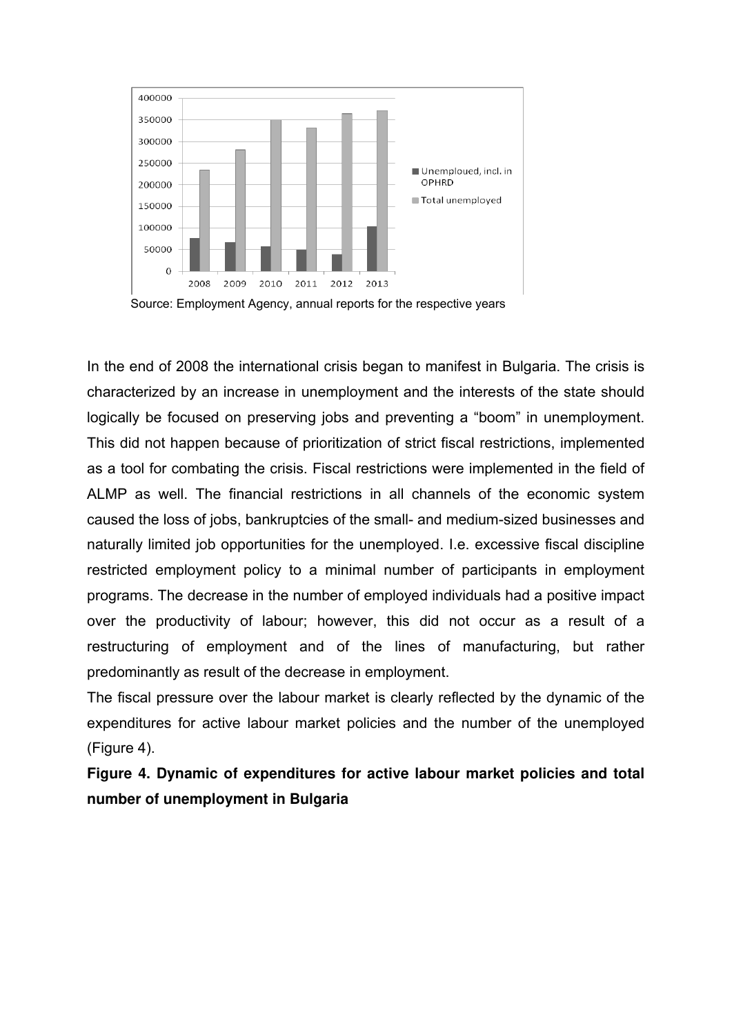Source: Employment Agency, annual reports for the respective years

In the end of 2008 the international crisis began to manifest in Bulgaria. The crisis is characterized by an increase in unemployment and the interests of the state should logically be focused on preserving jobs and preventing a "boom" in unemployment. This did not happen because of prioritization of strict fiscal restrictions, implemented as a tool for combating the crisis. Fiscal restrictions were implemented in the field of ALMP as well. The financial restrictions in all channels of the economic system caused the loss of jobs, bankruptcies of the small- and medium-sized businesses and naturally limited job opportunities for the unemployed. I.e. excessive fiscal discipline restricted employment policy to a minimal number of participants in employment programs. The decrease in the number of employed individuals had a positive impact over the productivity of labour; however, this did not occur as a result of a restructuring of employment and of the lines of manufacturing, but rather predominantly as result of the decrease in employment.

The fiscal pressure over the labour market is clearly reflected by the dynamic of the expenditures for active labour market policies and the number of the unemployed (Figure 4).

**Figure 4. Dynamic of expenditures for active labour market policies and total number of unemployment in Bulgaria**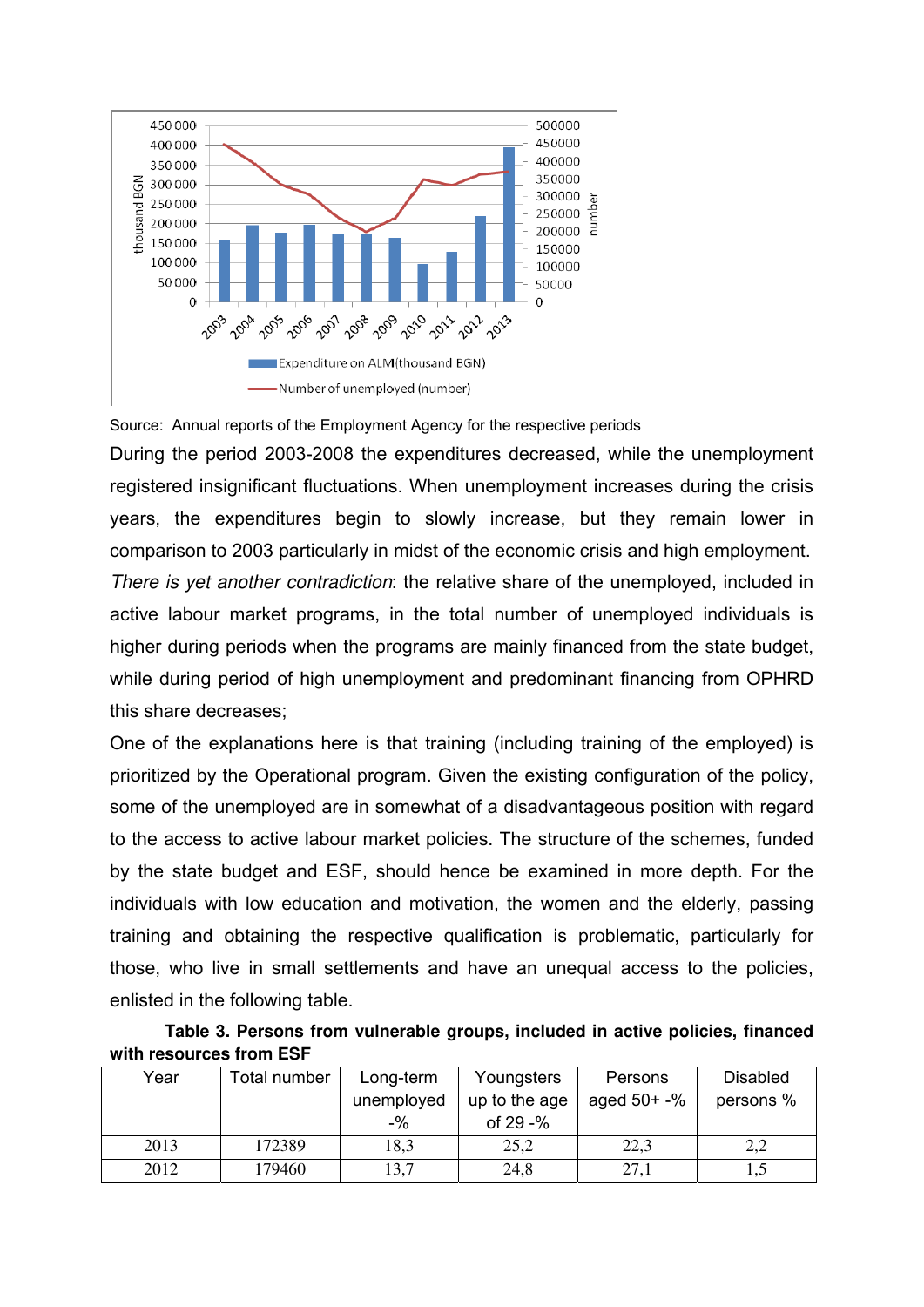Source: Annual reports of the Employment Agency for the respective periods

During the period 2003-2008 the expenditures decreased, while the unemployment registered insignificant fluctuations. When unemployment increases during the crisis years, the expenditures begin to slowly increase, but they remain lower in comparison to 2003 particularly in midst of the economic crisis and high employment.

*There is yet another contradiction*: the relative share of the unemployed, included in active labour market programs, in the total number of unemployed individuals is higher during periods when the programs are mainly financed from the state budget, while during period of high unemployment and predominant financing from OPHRD this share decreases;

One of the explanations here is that training (including training of the employed) is prioritized by the Operational program. Given the existing configuration of the policy, some of the unemployed are in somewhat of a disadvantageous position with regard to the access to active labour market policies. The structure of the schemes, funded by the state budget and ESF, should hence be examined in more depth. For the individuals with low education and motivation, the women and the elderly, passing training and obtaining the respective qualification is problematic, particularly for those, who live in small settlements and have an unequal access to the policies, enlisted in the following table.

**Table 3. Persons from vulnerable groups, included in active policies, financed with resources from ESF**

| Year | Total number | Long-term unemployed -% | Youngsters up to the age of 29 -% | Persons aged 50+ -% | Disabled persons % |
|---|---|---|---|---|---|
| 2013 | 172389 | 18,3 | 25,2 | 22,3 | 2,2 |
| 2012 | 179460 | 13,7 | 24,8 | 27,1 | 1,5 |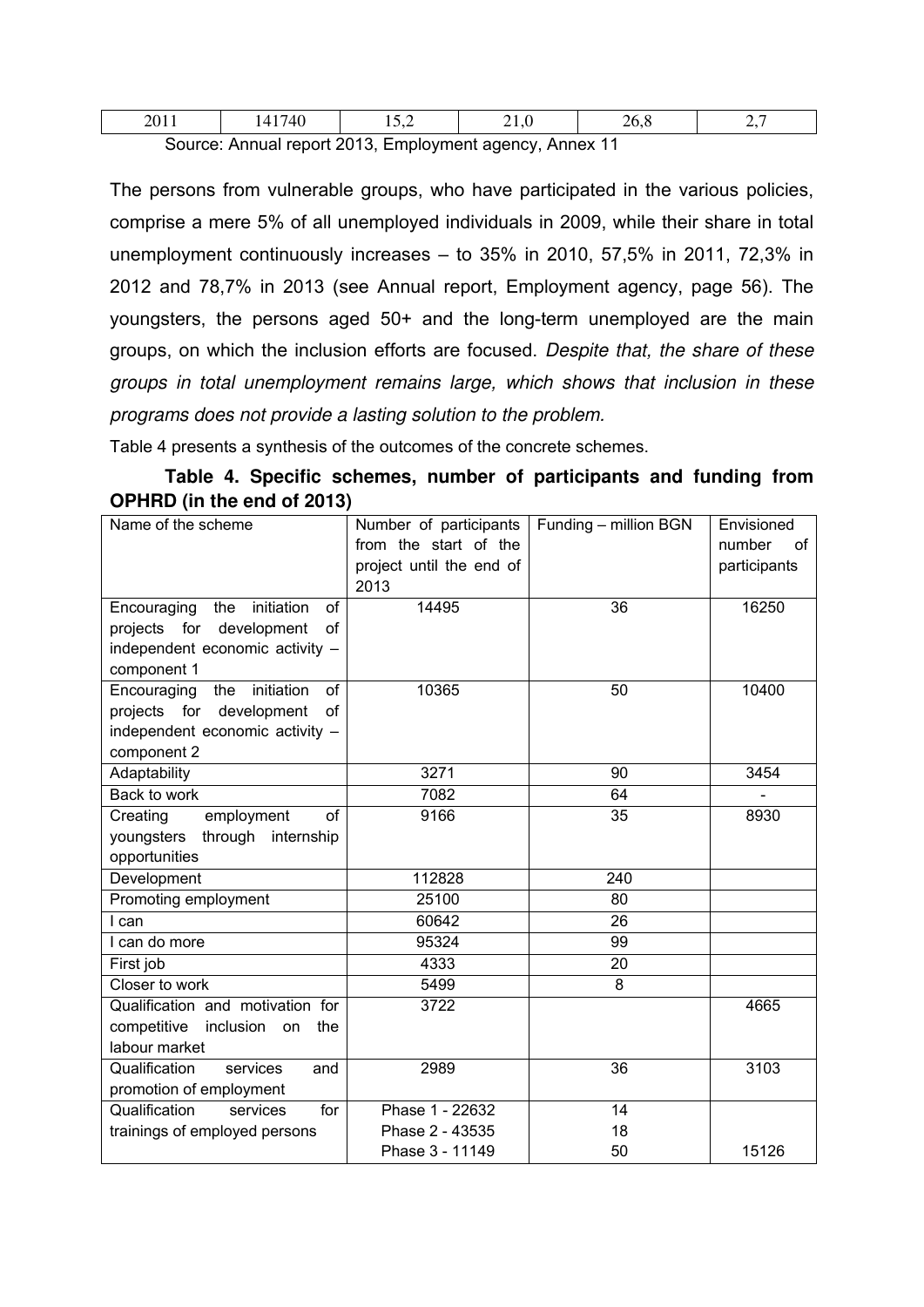| 2011 | 141740 | 15,2 | 21,0 | 26,8 | 2,7 |
|---|---|---|---|---|---|

Source: Annual report 2013, Employment agency, Annex 11

The persons from vulnerable groups, who have participated in the various policies, comprise a mere 5% of all unemployed individuals in 2009, while their share in total unemployment continuously increases – to 35% in 2010, 57,5% in 2011, 72,3% in 2012 and 78,7% in 2013 (see Annual report, Employment agency, page 56). The youngsters, the persons aged 50+ and the long-term unemployed are the main groups, on which the inclusion efforts are focused. *Despite that, the share of these groups in total unemployment remains large, which shows that inclusion in these programs does not provide a lasting solution to the problem.*

Table 4 presents a synthesis of the outcomes of the concrete schemes.

**Table 4. Specific schemes, number of participants and funding from OPHRD (in the end of 2013)**

| Name of the scheme | Number of participants from the start of the project until the end of 2013 | Funding – million BGN | Envisioned number of participants |
|---|---|---|---|
| Encouraging the initiation of projects for development of independent economic activity – component 1 | 14495 | 36 | 16250 |
| Encouraging the initiation of projects for development of independent economic activity – component 2 | 10365 | 50 | 10400 |
| Adaptability | 3271 | 90 | 3454 |
| Back to work | 7082 | 64 | - |
| Creating employment of youngsters through internship opportunities | 9166 | 35 | 8930 |
| Development | 112828 | 240 | |
| Promoting employment | 25100 | 80 | |
| I can | 60642 | 26 | |
| I can do more | 95324 | 99 | |
| First job | 4333 | 20 | |
| Closer to work | 5499 | 8 | |
| Qualification and motivation for competitive inclusion on the labour market | 3722 | | 4665 |
| Qualification services and promotion of employment | 2989 | 36 | 3103 |
| Qualification services for trainings of employed persons | Phase 1 - 22632<br>Phase 2 - 43535<br>Phase 3 - 11149 | 14<br>18<br>50 | 15126 |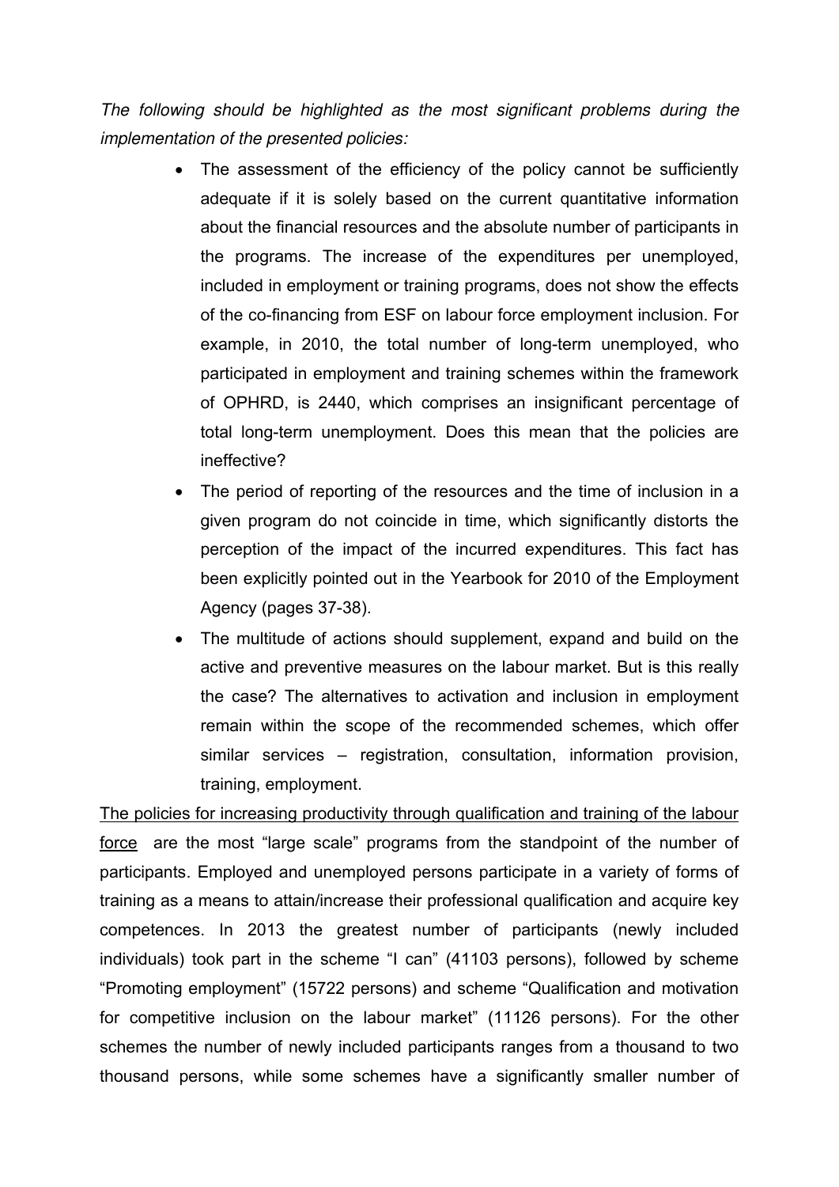*The following should be highlighted as the most significant problems during the implementation of the presented policies:*

- The assessment of the efficiency of the policy cannot be sufficiently adequate if it is solely based on the current quantitative information about the financial resources and the absolute number of participants in the programs. The increase of the expenditures per unemployed, included in employment or training programs, does not show the effects of the co-financing from ESF on labour force employment inclusion. For example, in 2010, the total number of long-term unemployed, who participated in employment and training schemes within the framework of OPHRD, is 2440, which comprises an insignificant percentage of total long-term unemployment. Does this mean that the policies are ineffective?
- The period of reporting of the resources and the time of inclusion in a given program do not coincide in time, which significantly distorts the perception of the impact of the incurred expenditures. This fact has been explicitly pointed out in the Yearbook for 2010 of the Employment Agency (pages 37-38).
- The multitude of actions should supplement, expand and build on the active and preventive measures on the labour market. But is this really the case? The alternatives to activation and inclusion in employment remain within the scope of the recommended schemes, which offer similar services – registration, consultation, information provision, training, employment.

<u>The policies for increasing productivity through qualification and training of the labour force</u> are the most "large scale" programs from the standpoint of the number of participants. Employed and unemployed persons participate in a variety of forms of training as a means to attain/increase their professional qualification and acquire key competences. In 2013 the greatest number of participants (newly included individuals) took part in the scheme "I can" (41103 persons), followed by scheme "Promoting employment" (15722 persons) and scheme "Qualification and motivation for competitive inclusion on the labour market" (11126 persons). For the other schemes the number of newly included participants ranges from a thousand to two thousand persons, while some schemes have a significantly smaller number of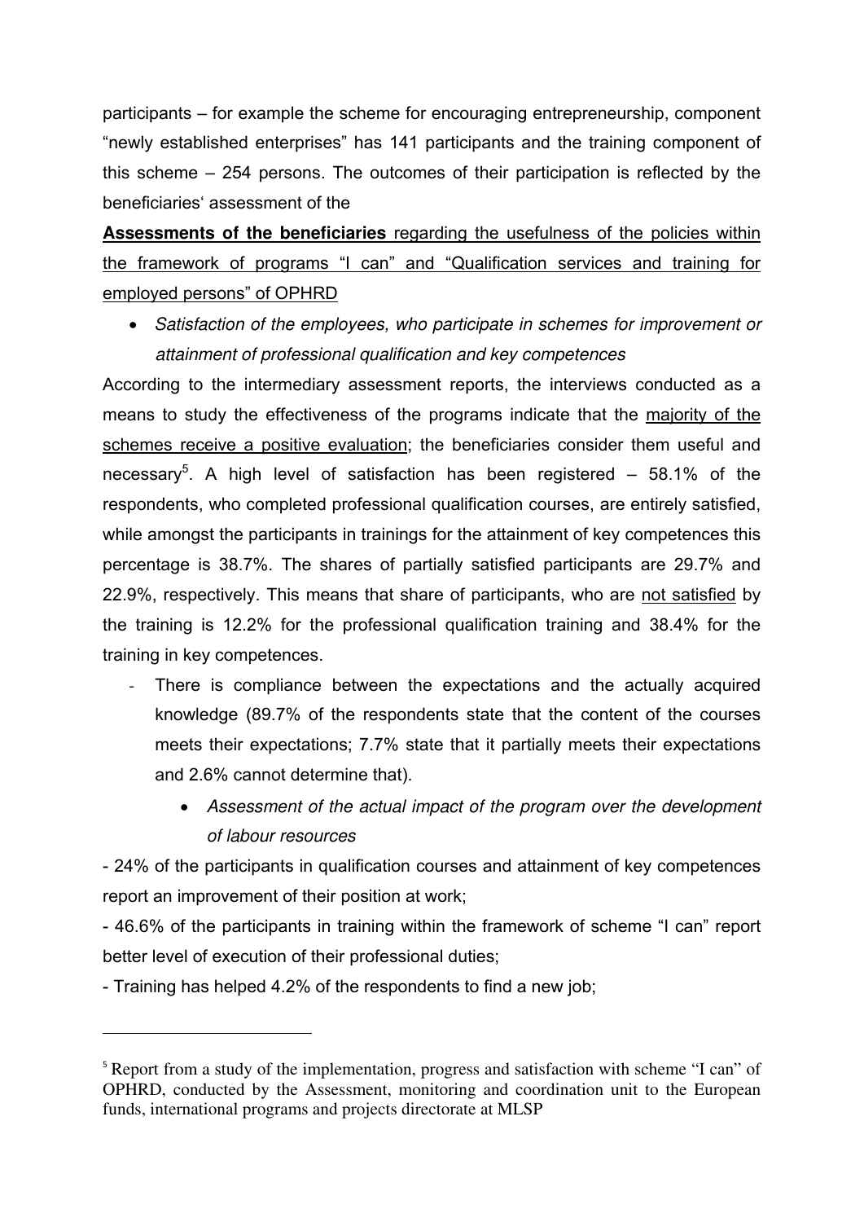participants – for example the scheme for encouraging entrepreneurship, component "newly established enterprises" has 141 participants and the training component of this scheme – 254 persons. The outcomes of their participation is reflected by the beneficiaries' assessment of the

**Assessments of the beneficiaries** regarding the usefulness of the policies within the framework of programs "I can" and "Qualification services and training for employed persons" of OPHRD

- *Satisfaction of the employees, who participate in schemes for improvement or attainment of professional qualification and key competences*

According to the intermediary assessment reports, the interviews conducted as a means to study the effectiveness of the programs indicate that the majority of the schemes receive a positive evaluation; the beneficiaries consider them useful and necessary[5]. A high level of satisfaction has been registered – 58.1% of the respondents, who completed professional qualification courses, are entirely satisfied, while amongst the participants in trainings for the attainment of key competences this percentage is 38.7%. The shares of partially satisfied participants are 29.7% and 22.9%, respectively. This means that share of participants, who are not satisfied by the training is 12.2% for the professional qualification training and 38.4% for the training in key competences.

- There is compliance between the expectations and the actually acquired knowledge (89.7% of the respondents state that the content of the courses meets their expectations; 7.7% state that it partially meets their expectations and 2.6% cannot determine that).

  - *Assessment of the actual impact of the program over the development of labour resources*

- 24% of the participants in qualification courses and attainment of key competences report an improvement of their position at work;

- 46.6% of the participants in training within the framework of scheme "I can" report better level of execution of their professional duties;

- Training has helped 4.2% of the respondents to find a new job;

---

[5] Report from a study of the implementation, progress and satisfaction with scheme "I can" of OPHRD, conducted by the Assessment, monitoring and coordination unit to the European funds, international programs and projects directorate at MLSP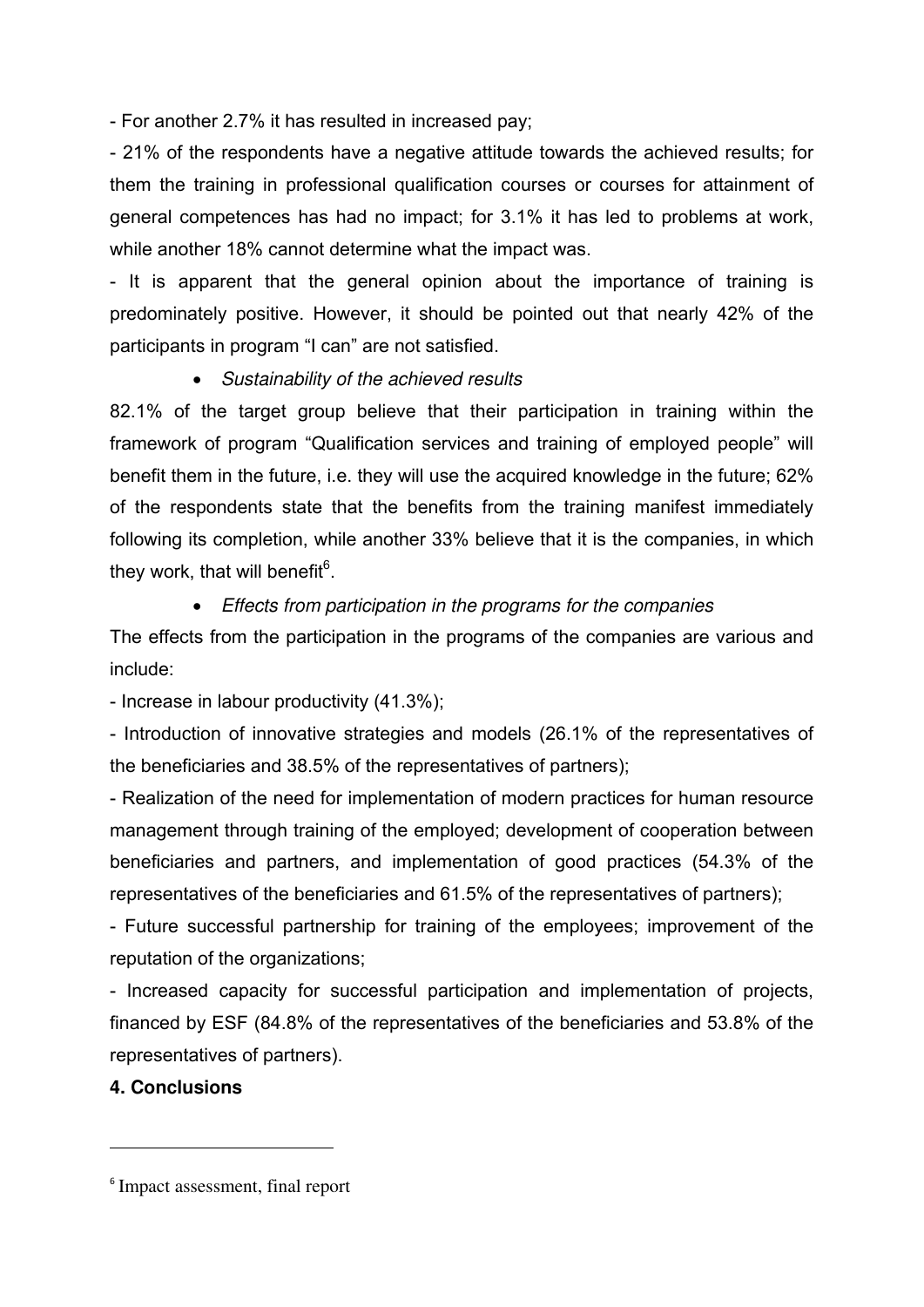- For another 2.7% it has resulted in increased pay;

- 21% of the respondents have a negative attitude towards the achieved results; for them the training in professional qualification courses or courses for attainment of general competences has had no impact; for 3.1% it has led to problems at work, while another 18% cannot determine what the impact was.

- It is apparent that the general opinion about the importance of training is predominately positive. However, it should be pointed out that nearly 42% of the participants in program "I can" are not satisfied.

- *Sustainability of the achieved results*

82.1% of the target group believe that their participation in training within the framework of program "Qualification services and training of employed people" will benefit them in the future, i.e. they will use the acquired knowledge in the future; 62% of the respondents state that the benefits from the training manifest immediately following its completion, while another 33% believe that it is the companies, in which they work, that will benefit[6].

- *Effects from participation in the programs for the companies*

The effects from the participation in the programs of the companies are various and include:

- Increase in labour productivity (41.3%);

- Introduction of innovative strategies and models (26.1% of the representatives of the beneficiaries and 38.5% of the representatives of partners);

- Realization of the need for implementation of modern practices for human resource management through training of the employed; development of cooperation between beneficiaries and partners, and implementation of good practices (54.3% of the representatives of the beneficiaries and 61.5% of the representatives of partners);

- Future successful partnership for training of the employees; improvement of the reputation of the organizations;

- Increased capacity for successful participation and implementation of projects, financed by ESF (84.8% of the representatives of the beneficiaries and 53.8% of the representatives of partners).

## 4. Conclusions

[6] Impact assessment, final report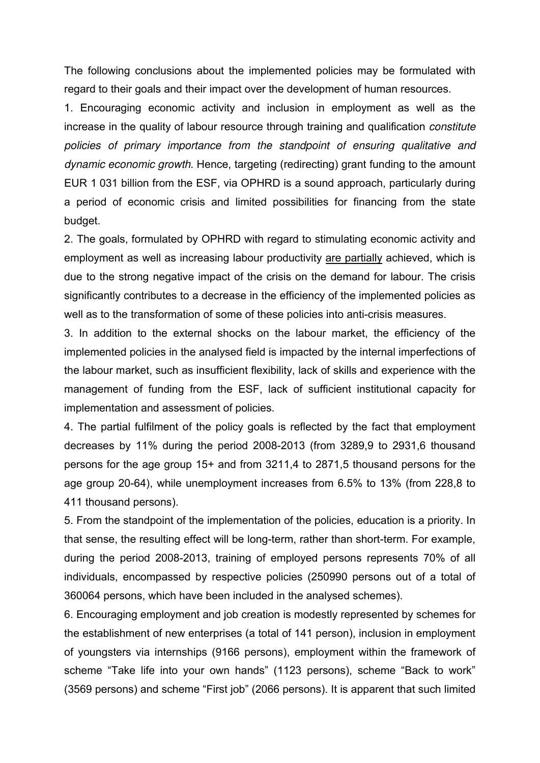The following conclusions about the implemented policies may be formulated with regard to their goals and their impact over the development of human resources.

1. Encouraging economic activity and inclusion in employment as well as the increase in the quality of labour resource through training and qualification *constitute policies of primary importance from the standpoint of ensuring qualitative and dynamic economic growth.* Hence, targeting (redirecting) grant funding to the amount EUR 1 031 billion from the ESF, via OPHRD is a sound approach, particularly during a period of economic crisis and limited possibilities for financing from the state budget.

2. The goals, formulated by OPHRD with regard to stimulating economic activity and employment as well as increasing labour productivity are partially achieved, which is due to the strong negative impact of the crisis on the demand for labour. The crisis significantly contributes to a decrease in the efficiency of the implemented policies as well as to the transformation of some of these policies into anti-crisis measures.

3. In addition to the external shocks on the labour market, the efficiency of the implemented policies in the analysed field is impacted by the internal imperfections of the labour market, such as insufficient flexibility, lack of skills and experience with the management of funding from the ESF, lack of sufficient institutional capacity for implementation and assessment of policies.

4. The partial fulfilment of the policy goals is reflected by the fact that employment decreases by 11% during the period 2008-2013 (from 3289,9 to 2931,6 thousand persons for the age group 15+ and from 3211,4 to 2871,5 thousand persons for the age group 20-64), while unemployment increases from 6.5% to 13% (from 228,8 to 411 thousand persons).

5. From the standpoint of the implementation of the policies, education is a priority. In that sense, the resulting effect will be long-term, rather than short-term. For example, during the period 2008-2013, training of employed persons represents 70% of all individuals, encompassed by respective policies (250990 persons out of a total of 360064 persons, which have been included in the analysed schemes).

6. Encouraging employment and job creation is modestly represented by schemes for the establishment of new enterprises (a total of 141 person), inclusion in employment of youngsters via internships (9166 persons), employment within the framework of scheme "Take life into your own hands" (1123 persons), scheme "Back to work" (3569 persons) and scheme "First job" (2066 persons). It is apparent that such limited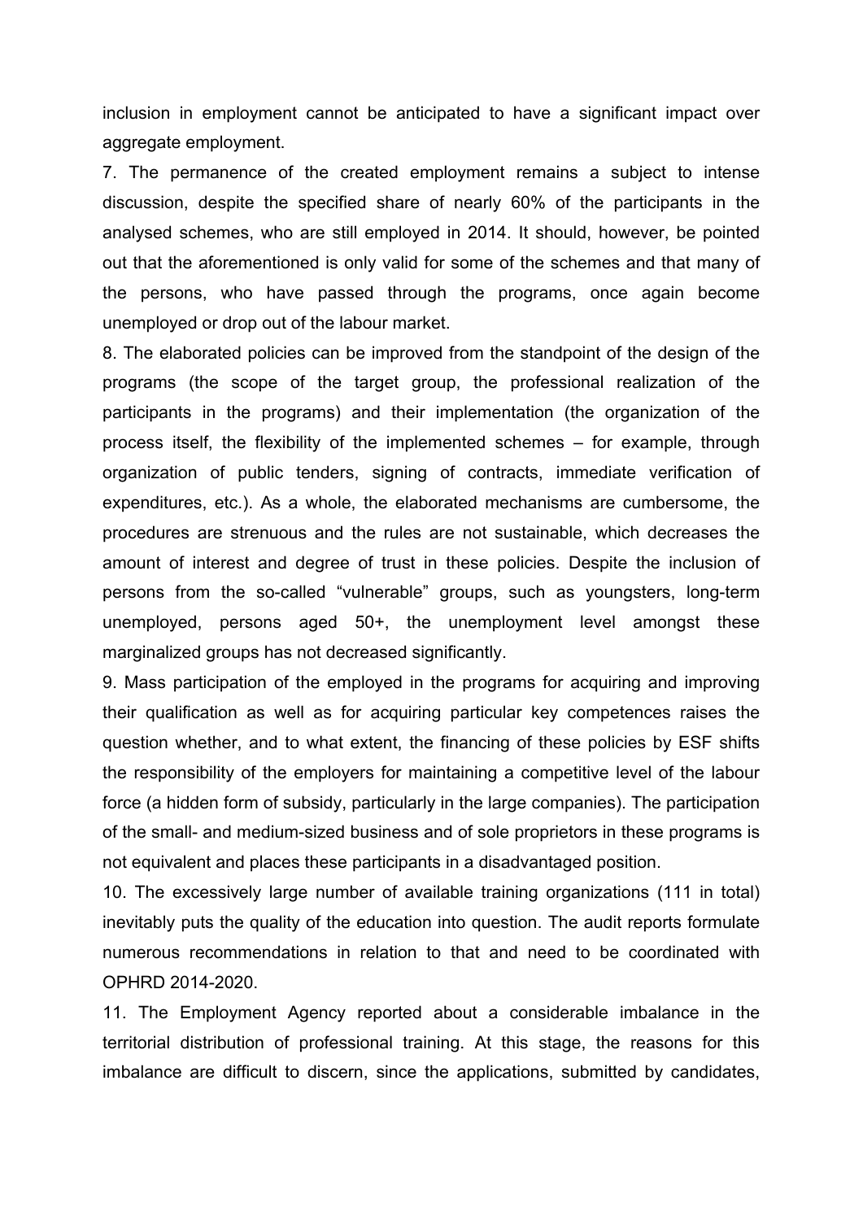inclusion in employment cannot be anticipated to have a significant impact over aggregate employment.

7. The permanence of the created employment remains a subject to intense discussion, despite the specified share of nearly 60% of the participants in the analysed schemes, who are still employed in 2014. It should, however, be pointed out that the aforementioned is only valid for some of the schemes and that many of the persons, who have passed through the programs, once again become unemployed or drop out of the labour market.

8. The elaborated policies can be improved from the standpoint of the design of the programs (the scope of the target group, the professional realization of the participants in the programs) and their implementation (the organization of the process itself, the flexibility of the implemented schemes – for example, through organization of public tenders, signing of contracts, immediate verification of expenditures, etc.). As a whole, the elaborated mechanisms are cumbersome, the procedures are strenuous and the rules are not sustainable, which decreases the amount of interest and degree of trust in these policies. Despite the inclusion of persons from the so-called “vulnerable” groups, such as youngsters, long-term unemployed, persons aged 50+, the unemployment level amongst these marginalized groups has not decreased significantly.

9. Mass participation of the employed in the programs for acquiring and improving their qualification as well as for acquiring particular key competences raises the question whether, and to what extent, the financing of these policies by ESF shifts the responsibility of the employers for maintaining a competitive level of the labour force (a hidden form of subsidy, particularly in the large companies). The participation of the small- and medium-sized business and of sole proprietors in these programs is not equivalent and places these participants in a disadvantaged position.

10. The excessively large number of available training organizations (111 in total) inevitably puts the quality of the education into question. The audit reports formulate numerous recommendations in relation to that and need to be coordinated with OPHRD 2014-2020.

11. The Employment Agency reported about a considerable imbalance in the territorial distribution of professional training. At this stage, the reasons for this imbalance are difficult to discern, since the applications, submitted by candidates,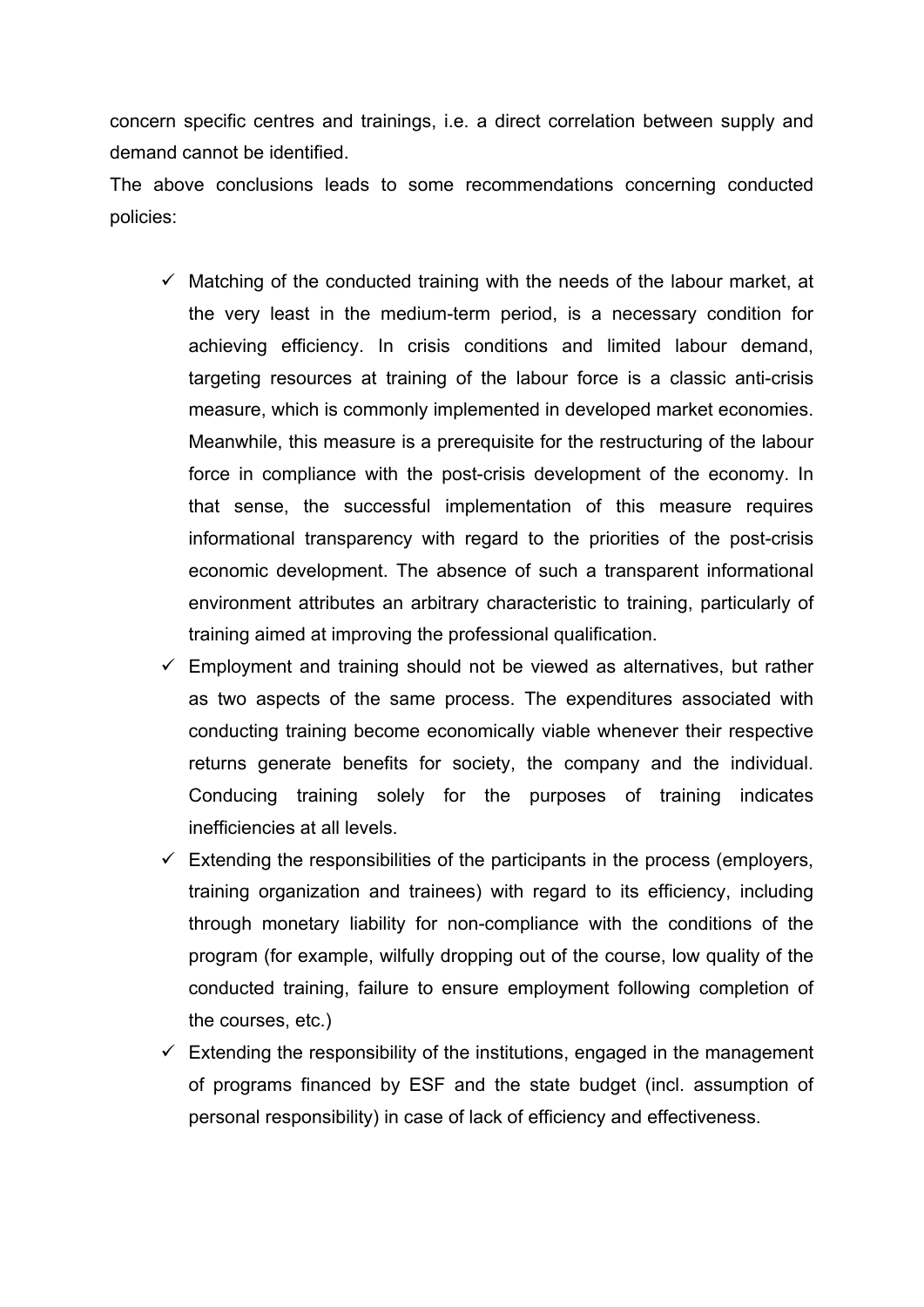concern specific centres and trainings, i.e. a direct correlation between supply and demand cannot be identified.

The above conclusions leads to some recommendations concerning conducted policies:

- ✓ Matching of the conducted training with the needs of the labour market, at the very least in the medium-term period, is a necessary condition for achieving efficiency. In crisis conditions and limited labour demand, targeting resources at training of the labour force is a classic anti-crisis measure, which is commonly implemented in developed market economies. Meanwhile, this measure is a prerequisite for the restructuring of the labour force in compliance with the post-crisis development of the economy. In that sense, the successful implementation of this measure requires informational transparency with regard to the priorities of the post-crisis economic development. The absence of such a transparent informational environment attributes an arbitrary characteristic to training, particularly of training aimed at improving the professional qualification.
- ✓ Employment and training should not be viewed as alternatives, but rather as two aspects of the same process. The expenditures associated with conducting training become economically viable whenever their respective returns generate benefits for society, the company and the individual. Conducing training solely for the purposes of training indicates inefficiencies at all levels.
- ✓ Extending the responsibilities of the participants in the process (employers, training organization and trainees) with regard to its efficiency, including through monetary liability for non-compliance with the conditions of the program (for example, wilfully dropping out of the course, low quality of the conducted training, failure to ensure employment following completion of the courses, etc.)
- ✓ Extending the responsibility of the institutions, engaged in the management of programs financed by ESF and the state budget (incl. assumption of personal responsibility) in case of lack of efficiency and effectiveness.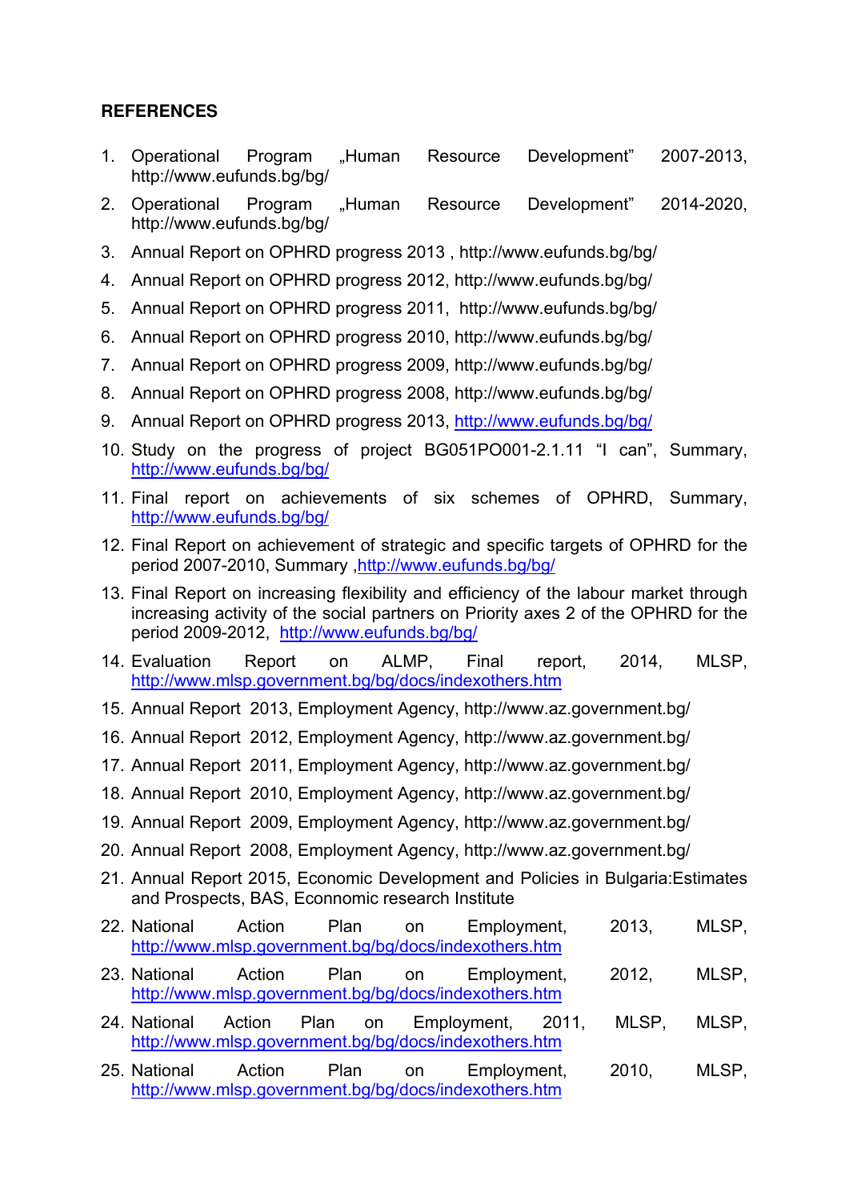**REFERENCES**

1. Operational Program „Human Resource Development" 2007-2013, http://www.eufunds.bg/bg/
2. Operational Program „Human Resource Development" 2014-2020, http://www.eufunds.bg/bg/
3. Annual Report on OPHRD progress 2013 , http://www.eufunds.bg/bg/
4. Annual Report on OPHRD progress 2012, http://www.eufunds.bg/bg/
5. Annual Report on OPHRD progress 2011, http://www.eufunds.bg/bg/
6. Annual Report on OPHRD progress 2010, http://www.eufunds.bg/bg/
7. Annual Report on OPHRD progress 2009, http://www.eufunds.bg/bg/
8. Annual Report on OPHRD progress 2008, http://www.eufunds.bg/bg/
9. Annual Report on OPHRD progress 2013, http://www.eufunds.bg/bg/
10. Study on the progress of project BG051PO001-2.1.11 "I can", Summary, http://www.eufunds.bg/bg/
11. Final report on achievements of six schemes of OPHRD, Summary, http://www.eufunds.bg/bg/
12. Final Report on achievement of strategic and specific targets of OPHRD for the period 2007-2010, Summary ,http://www.eufunds.bg/bg/
13. Final Report on increasing flexibility and efficiency of the labour market through increasing activity of the social partners on Priority axes 2 of the OPHRD for the period 2009-2012, http://www.eufunds.bg/bg/
14. Evaluation Report on ALMP, Final report, 2014, MLSP, http://www.mlsp.government.bg/bg/docs/indexothers.htm
15. Annual Report 2013, Employment Agency, http://www.az.government.bg/
16. Annual Report 2012, Employment Agency, http://www.az.government.bg/
17. Annual Report 2011, Employment Agency, http://www.az.government.bg/
18. Annual Report 2010, Employment Agency, http://www.az.government.bg/
19. Annual Report 2009, Employment Agency, http://www.az.government.bg/
20. Annual Report 2008, Employment Agency, http://www.az.government.bg/
21. Annual Report 2015, Economic Development and Policies in Bulgaria:Estimates and Prospects, BAS, Econnomic research Institute
22. National Action Plan on Employment, 2013, MLSP, http://www.mlsp.government.bg/bg/docs/indexothers.htm
23. National Action Plan on Employment, 2012, MLSP, http://www.mlsp.government.bg/bg/docs/indexothers.htm
24. National Action Plan on Employment, 2011, MLSP, MLSP, http://www.mlsp.government.bg/bg/docs/indexothers.htm
25. National Action Plan on Employment, 2010, MLSP, http://www.mlsp.government.bg/bg/docs/indexothers.htm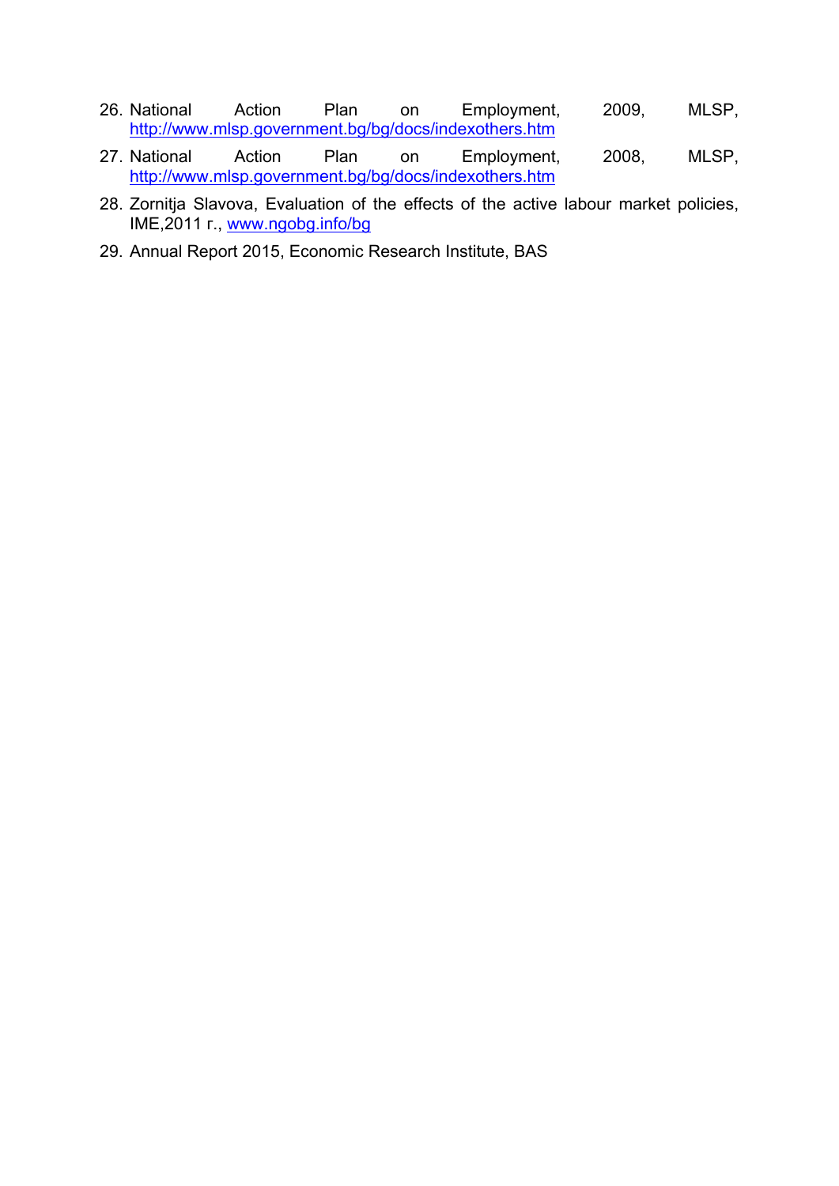26. National Action Plan on Employment, 2009, MLSP, http://www.mlsp.government.bg/bg/docs/indexothers.htm
27. National Action Plan on Employment, 2008, MLSP, http://www.mlsp.government.bg/bg/docs/indexothers.htm
28. Zornitja Slavova, Evaluation of the effects of the active labour market policies, IME,2011 г., www.ngobg.info/bg
29. Annual Report 2015, Economic Research Institute, BAS